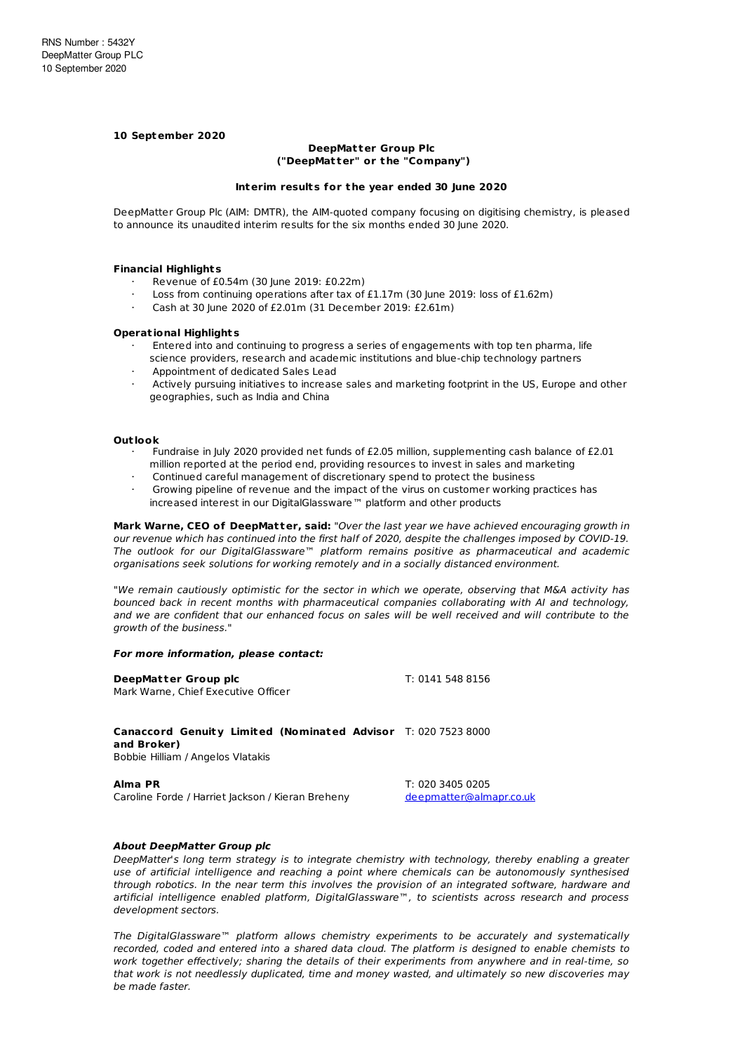RNS Number : 5432Y
DeepMatter Group PLC
10 September 2020

**10 September 2020**

**DeepMatter Group Plc**
**("DeepMatter" or the "Company")**

**Interim results for the year ended 30 June 2020**

DeepMatter Group Plc (AIM: DMTR), the AIM-quoted company focusing on digitising chemistry, is pleased to announce its unaudited interim results for the six months ended 30 June 2020.

**Financial Highlights**

- Revenue of £0.54m (30 June 2019: £0.22m)
- Loss from continuing operations after tax of £1.17m (30 June 2019: loss of £1.62m)
- Cash at 30 June 2020 of £2.01m (31 December 2019: £2.61m)

**Operational Highlights**

- Entered into and continuing to progress a series of engagements with top ten pharma, life science providers, research and academic institutions and blue-chip technology partners
- Appointment of dedicated Sales Lead
- Actively pursuing initiatives to increase sales and marketing footprint in the US, Europe and other geographies, such as India and China

**Outlook**

- Fundraise in July 2020 provided net funds of £2.05 million, supplementing cash balance of £2.01 million reported at the period end, providing resources to invest in sales and marketing
- Continued careful management of discretionary spend to protect the business
- Growing pipeline of revenue and the impact of the virus on customer working practices has increased interest in our DigitalGlassware™ platform and other products

**Mark Warne, CEO of DeepMatter, said:** *"Over the last year we have achieved encouraging growth in our revenue which has continued into the first half of 2020, despite the challenges imposed by COVID-19. The outlook for our DigitalGlassware™ platform remains positive as pharmaceutical and academic organisations seek solutions for working remotely and in a socially distanced environment.*

*"We remain cautiously optimistic for the sector in which we operate, observing that M&A activity has bounced back in recent months with pharmaceutical companies collaborating with AI and technology, and we are confident that our enhanced focus on sales will be well received and will contribute to the growth of the business."*

***For more information, please contact:***

| | |
|---|---|
| **DeepMatter Group plc**<br>Mark Warne, Chief Executive Officer | T: 0141 548 8156 |
| **Canaccord Genuity Limited (Nominated Advisor and Broker)**<br>Bobbie Hilliam / Angelos Vlatakis | T: 020 7523 8000 |
| **Alma PR**<br>Caroline Forde / Harriet Jackson / Kieran Breheny | T: 020 3405 0205<br>deepmatter@almapr.co.uk |

***About DeepMatter Group plc***

*DeepMatter's long term strategy is to integrate chemistry with technology, thereby enabling a greater use of artificial intelligence and reaching a point where chemicals can be autonomously synthesised through robotics. In the near term this involves the provision of an integrated software, hardware and artificial intelligence enabled platform, DigitalGlassware™, to scientists across research and process development sectors.*

*The DigitalGlassware™ platform allows chemistry experiments to be accurately and systematically recorded, coded and entered into a shared data cloud. The platform is designed to enable chemists to work together effectively; sharing the details of their experiments from anywhere and in real-time, so that work is not needlessly duplicated, time and money wasted, and ultimately so new discoveries may be made faster.*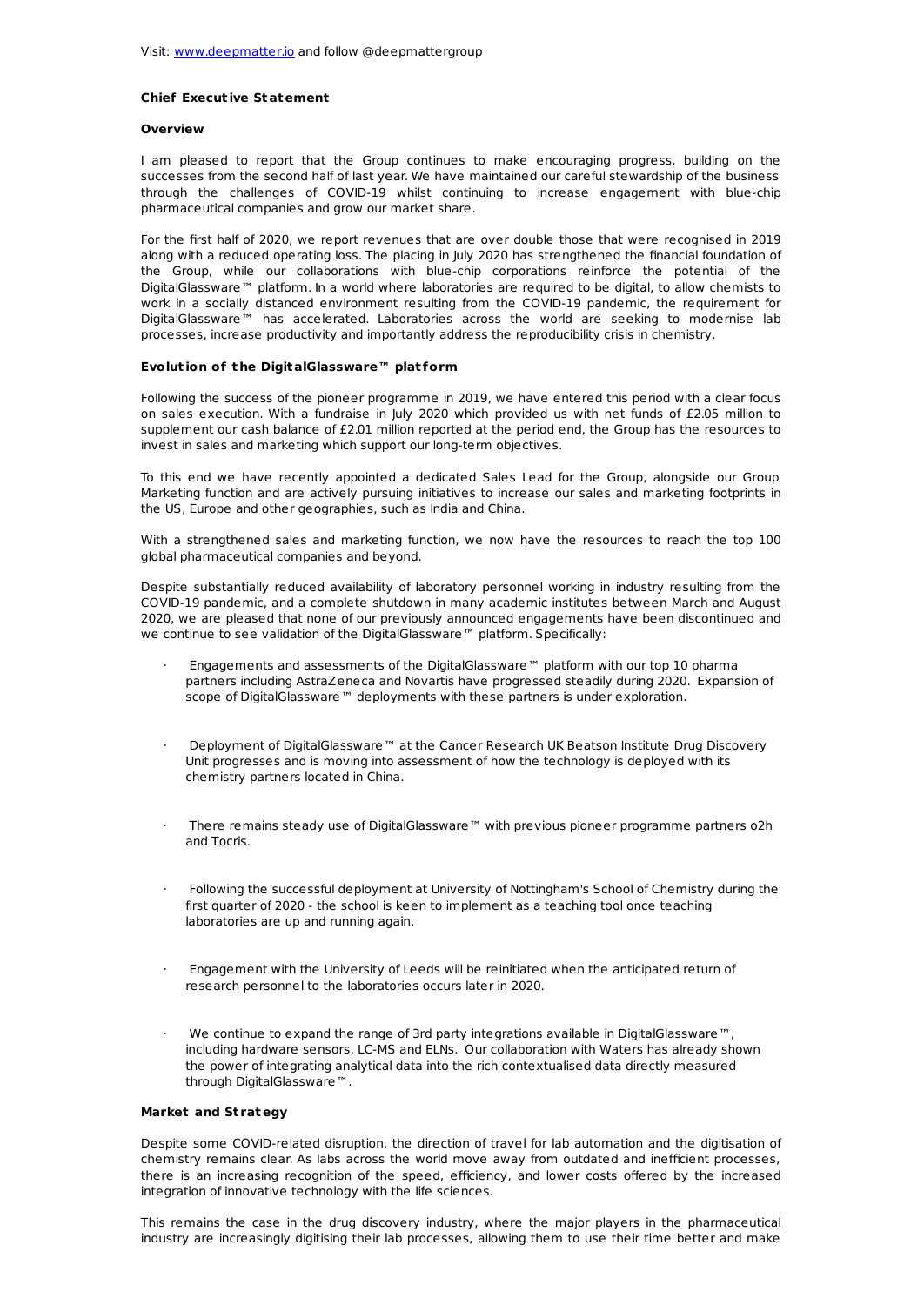Visit: [www.deepmatter.io](http://www.deepmatter.io) and follow @deepmattergroup

**Chief Executive Statement**

**Overview**

I am pleased to report that the Group continues to make encouraging progress, building on the successes from the second half of last year. We have maintained our careful stewardship of the business through the challenges of COVID-19 whilst continuing to increase engagement with blue-chip pharmaceutical companies and grow our market share.

For the first half of 2020, we report revenues that are over double those that were recognised in 2019 along with a reduced operating loss. The placing in July 2020 has strengthened the financial foundation of the Group, while our collaborations with blue-chip corporations reinforce the potential of the DigitalGlassware™ platform. In a world where laboratories are required to be digital, to allow chemists to work in a socially distanced environment resulting from the COVID-19 pandemic, the requirement for DigitalGlassware™ has accelerated. Laboratories across the world are seeking to modernise lab processes, increase productivity and importantly address the reproducibility crisis in chemistry.

**Evolution of the DigitalGlassware™ platform**

Following the success of the pioneer programme in 2019, we have entered this period with a clear focus on sales execution. With a fundraise in July 2020 which provided us with net funds of £2.05 million to supplement our cash balance of £2.01 million reported at the period end, the Group has the resources to invest in sales and marketing which support our long-term objectives.

To this end we have recently appointed a dedicated Sales Lead for the Group, alongside our Group Marketing function and are actively pursuing initiatives to increase our sales and marketing footprints in the US, Europe and other geographies, such as India and China.

With a strengthened sales and marketing function, we now have the resources to reach the top 100 global pharmaceutical companies and beyond.

Despite substantially reduced availability of laboratory personnel working in industry resulting from the COVID-19 pandemic, and a complete shutdown in many academic institutes between March and August 2020, we are pleased that none of our previously announced engagements have been discontinued and we continue to see validation of the DigitalGlassware™ platform. Specifically:

- Engagements and assessments of the DigitalGlassware™ platform with our top 10 pharma partners including AstraZeneca and Novartis have progressed steadily during 2020. Expansion of scope of DigitalGlassware™ deployments with these partners is under exploration.
- Deployment of DigitalGlassware™ at the Cancer Research UK Beatson Institute Drug Discovery Unit progresses and is moving into assessment of how the technology is deployed with its chemistry partners located in China.
- There remains steady use of DigitalGlassware™ with previous pioneer programme partners o2h and Tocris.
- Following the successful deployment at University of Nottingham's School of Chemistry during the first quarter of 2020 - the school is keen to implement as a teaching tool once teaching laboratories are up and running again.
- Engagement with the University of Leeds will be reinitiated when the anticipated return of research personnel to the laboratories occurs later in 2020.
- We continue to expand the range of 3rd party integrations available in DigitalGlassware™, including hardware sensors, LC-MS and ELNs. Our collaboration with Waters has already shown the power of integrating analytical data into the rich contextualised data directly measured through DigitalGlassware™.

**Market and Strategy**

Despite some COVID-related disruption, the direction of travel for lab automation and the digitisation of chemistry remains clear. As labs across the world move away from outdated and inefficient processes, there is an increasing recognition of the speed, efficiency, and lower costs offered by the increased integration of innovative technology with the life sciences.

This remains the case in the drug discovery industry, where the major players in the pharmaceutical industry are increasingly digitising their lab processes, allowing them to use their time better and make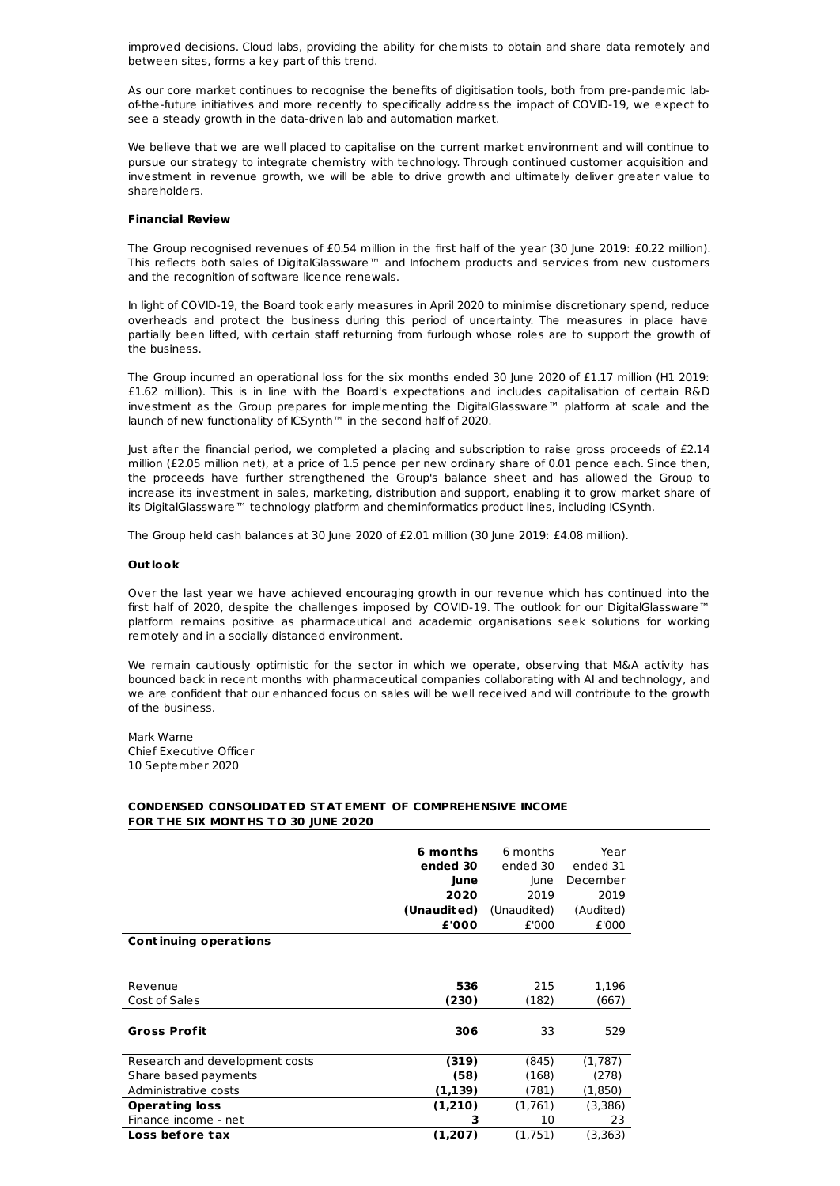improved decisions. Cloud labs, providing the ability for chemists to obtain and share data remotely and between sites, forms a key part of this trend.

As our core market continues to recognise the benefits of digitisation tools, both from pre-pandemic lab-of-the-future initiatives and more recently to specifically address the impact of COVID-19, we expect to see a steady growth in the data-driven lab and automation market.

We believe that we are well placed to capitalise on the current market environment and will continue to pursue our strategy to integrate chemistry with technology. Through continued customer acquisition and investment in revenue growth, we will be able to drive growth and ultimately deliver greater value to shareholders.

**Financial Review**

The Group recognised revenues of £0.54 million in the first half of the year (30 June 2019: £0.22 million). This reflects both sales of DigitalGlassware™ and Infochem products and services from new customers and the recognition of software licence renewals.

In light of COVID-19, the Board took early measures in April 2020 to minimise discretionary spend, reduce overheads and protect the business during this period of uncertainty. The measures in place have partially been lifted, with certain staff returning from furlough whose roles are to support the growth of the business.

The Group incurred an operational loss for the six months ended 30 June 2020 of £1.17 million (H1 2019: £1.62 million). This is in line with the Board's expectations and includes capitalisation of certain R&D investment as the Group prepares for implementing the DigitalGlassware™ platform at scale and the launch of new functionality of ICSynth™ in the second half of 2020.

Just after the financial period, we completed a placing and subscription to raise gross proceeds of £2.14 million (£2.05 million net), at a price of 1.5 pence per new ordinary share of 0.01 pence each. Since then, the proceeds have further strengthened the Group's balance sheet and has allowed the Group to increase its investment in sales, marketing, distribution and support, enabling it to grow market share of its DigitalGlassware™ technology platform and cheminformatics product lines, including ICSynth.

The Group held cash balances at 30 June 2020 of £2.01 million (30 June 2019: £4.08 million).

**Outlook**

Over the last year we have achieved encouraging growth in our revenue which has continued into the first half of 2020, despite the challenges imposed by COVID-19. The outlook for our DigitalGlassware™ platform remains positive as pharmaceutical and academic organisations seek solutions for working remotely and in a socially distanced environment.

We remain cautiously optimistic for the sector in which we operate, observing that M&A activity has bounced back in recent months with pharmaceutical companies collaborating with AI and technology, and we are confident that our enhanced focus on sales will be well received and will contribute to the growth of the business.

Mark Warne
Chief Executive Officer
10 September 2020

**CONDENSED CONSOLIDATED STATEMENT OF COMPREHENSIVE INCOME FOR THE SIX MONTHS TO 30 JUNE 2020**

| | **6 months ended 30 June 2020 (Unaudited) £'000** | 6 months ended 30 June 2019 (Unaudited) £'000 | Year ended 31 December 2019 (Audited) £'000 |
|---|---|---|---|
| **Continuing operations** | | | |
| Revenue | **536** | 215 | 1,196 |
| Cost of Sales | **(230)** | (182) | (667) |
| **Gross Profit** | **306** | 33 | 529 |
| Research and development costs | **(319)** | (845) | (1,787) |
| Share based payments | **(58)** | (168) | (278) |
| Administrative costs | **(1,139)** | (781) | (1,850) |
| **Operating loss** | **(1,210)** | (1,761) | (3,386) |
| Finance income - net | **3** | 10 | 23 |
| **Loss before tax** | **(1,207)** | (1,751) | (3,363) |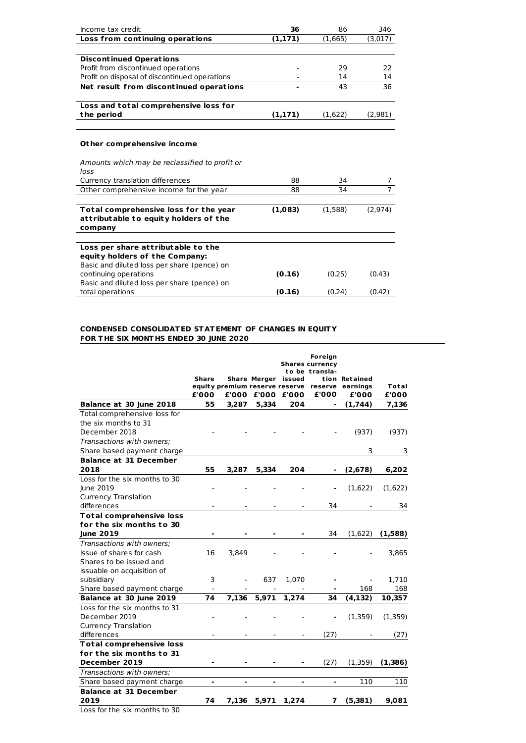| | | | |
|---|---|---|---|
| Income tax credit | **36** | 86 | 346 |
| **Loss from continuing operations** | **(1,171)** | (1,665) | (3,017) |
| | | | |
| **Discontinued Operations** | | | |
| Profit from discontinued operations | - | 29 | 22 |
| Profit on disposal of discontinued operations | - | 14 | 14 |
| **Net result from discontinued operations** | **-** | 43 | 36 |
| | | | |
| **Loss and total comprehensive loss for the period** | **(1,171)** | (1,622) | (2,981) |
| | | | |
| **Other comprehensive income** | | | |
| *Amounts which may be reclassified to profit or loss* | | | |
| Currency translation differences | 88 | 34 | 7 |
| Other comprehensive income for the year | 88 | 34 | 7 |
| | | | |
| **Total comprehensive loss for the year attributable to equity holders of the company** | **(1,083)** | (1,588) | (2,974) |
| | | | |
| **Loss per share attributable to the equity holders of the Company:** | | | |
| Basic and diluted loss per share (pence) on continuing operations | **(0.16)** | (0.25) | (0.43) |
| Basic and diluted loss per share (pence) on total operations | **(0.16)** | (0.24) | (0.42) |

**CONDENSED CONSOLIDATED STATEMENT OF CHANGES IN EQUITY FOR THE SIX MONTHS ENDED 30 JUNE 2020**

| | Share equity £'000 | Share premium £'000 | Merger reserve £'000 | Shares to be issued reserve £'000 | Foreign currency translation reserve £'000 | Retained earnings £'000 | Total £'000 |
|---|---|---|---|---|---|---|---|
| **Balance at 30 June 2018** | **55** | **3,287** | **5,334** | **204** | **-** | **(1,744)** | **7,136** |
| Total comprehensive loss for the six months to 31 December 2018 | - | - | - | - | - | (937) | (937) |
| *Transactions with owners;* | | | | | | | |
| Share based payment charge | | | | | | 3 | 3 |
| **Balance at 31 December 2018** | **55** | **3,287** | **5,334** | **204** | **-** | **(2,678)** | **6,202** |
| Loss for the six months to 30 June 2019 | - | - | - | - | - | (1,622) | (1,622) |
| Currency Translation differences | - | - | - | - | 34 | - | 34 |
| **Total comprehensive loss for the six months to 30 June 2019** | **-** | **-** | **-** | **-** | 34 | (1,622) | **(1,588)** |
| *Transactions with owners;* | | | | | | | |
| Issue of shares for cash | 16 | 3,849 | - | - | - | - | 3,865 |
| Shares to be issued and issuable on acquisition of subsidiary | 3 | - | 637 | 1,070 | - | - | 1,710 |
| Share based payment charge | - | - | - | - | - | 168 | 168 |
| **Balance at 30 June 2019** | **74** | **7,136** | **5,971** | **1,274** | **34** | **(4,132)** | **10,357** |
| Loss for the six months to 31 December 2019 | - | - | - | - | - | (1,359) | (1,359) |
| Currency Translation differences | - | - | - | - | (27) | - | (27) |
| **Total comprehensive loss for the six months to 31 December 2019** | **-** | **-** | **-** | **-** | (27) | (1,359) | **(1,386)** |
| *Transactions with owners;* | | | | | | | |
| Share based payment charge | - | - | - | - | - | 110 | 110 |
| **Balance at 31 December 2019** | **74** | **7,136** | **5,971** | **1,274** | **7** | **(5,381)** | **9,081** |
| Loss for the six months to 30 | | | | | | | |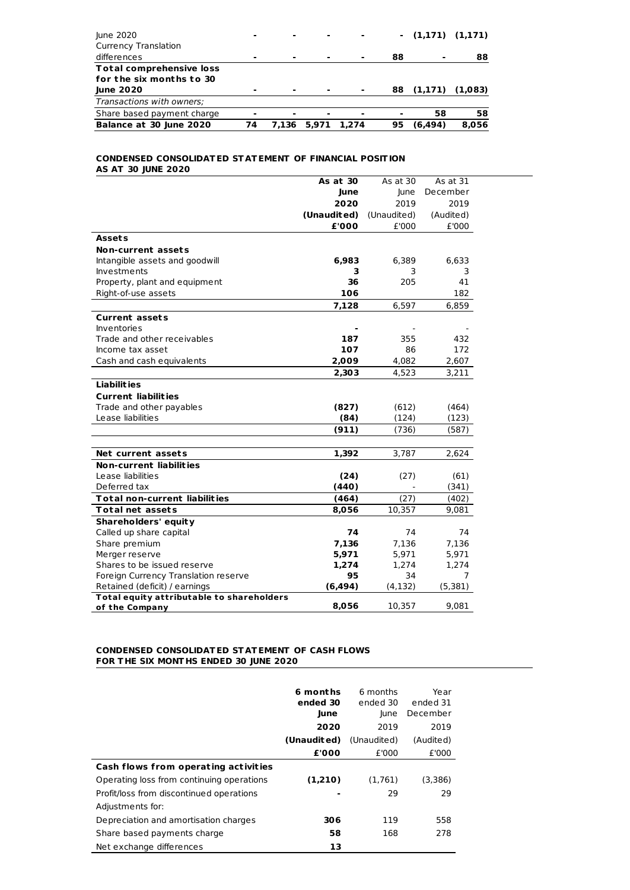| | | | | | | | |
|---|---|---|---|---|---|---|---|
| June 2020 | - | - | - | - | - | (1,171) | (1,171) |
| Currency Translation differences | - | - | - | - | 88 | - | 88 |
| **Total comprehensive loss for the six months to 30 June 2020** | - | - | - | - | 88 | (1,171) | (1,083) |
| *Transactions with owners;* | | | | | | | |
| Share based payment charge | - | - | - | - | - | 58 | 58 |
| **Balance at 30 June 2020** | **74** | **7,136** | **5,971** | **1,274** | **95** | **(6,494)** | **8,056** |

**CONDENSED CONSOLIDATED STATEMENT OF FINANCIAL POSITION**
**AS AT 30 JUNE 2020**

| | **As at 30 June 2020 (Unaudited) £'000** | As at 30 June 2019 (Unaudited) £'000 | As at 31 December 2019 (Audited) £'000 |
|---|---|---|---|
| **Assets** | | | |
| **Non-current assets** | | | |
| Intangible assets and goodwill | **6,983** | 6,389 | 6,633 |
| Investments | **3** | 3 | 3 |
| Property, plant and equipment | **36** | 205 | 41 |
| Right-of-use assets | **106** | | 182 |
| | **7,128** | 6,597 | 6,859 |
| **Current assets** | | | |
| Inventories | **-** | - | - |
| Trade and other receivables | **187** | 355 | 432 |
| Income tax asset | **107** | 86 | 172 |
| Cash and cash equivalents | **2,009** | 4,082 | 2,607 |
| | **2,303** | 4,523 | 3,211 |
| **Liabilities** | | | |
| **Current liabilities** | | | |
| Trade and other payables | **(827)** | (612) | (464) |
| Lease liabilities | **(84)** | (124) | (123) |
| | **(911)** | (736) | (587) |
| | | | |
| **Net current assets** | **1,392** | 3,787 | 2,624 |
| **Non-current liabilities** | | | |
| Lease liabilities | **(24)** | (27) | (61) |
| Deferred tax | **(440)** | - | (341) |
| **Total non-current liabilities** | **(464)** | (27) | (402) |
| **Total net assets** | **8,056** | 10,357 | 9,081 |
| **Shareholders' equity** | | | |
| Called up share capital | **74** | 74 | 74 |
| Share premium | **7,136** | 7,136 | 7,136 |
| Merger reserve | **5,971** | 5,971 | 5,971 |
| Shares to be issued reserve | **1,274** | 1,274 | 1,274 |
| Foreign Currency Translation reserve | **95** | 34 | 7 |
| Retained (deficit) / earnings | **(6,494)** | (4,132) | (5,381) |
| **Total equity attributable to shareholders of the Company** | **8,056** | 10,357 | 9,081 |

**CONDENSED CONSOLIDATED STATEMENT OF CASH FLOWS**
**FOR THE SIX MONTHS ENDED 30 JUNE 2020**

| | **6 months ended 30 June 2020 (Unaudited) £'000** | 6 months ended 30 June 2019 (Unaudited) £'000 | Year ended 31 December 2019 (Audited) £'000 |
|---|---|---|---|
| **Cash flows from operating activities** | | | |
| Operating loss from continuing operations | **(1,210)** | (1,761) | (3,386) |
| Profit/loss from discontinued operations | **-** | 29 | 29 |
| Adjustments for: | | | |
| Depreciation and amortisation charges | **306** | 119 | 558 |
| Share based payments charge | **58** | 168 | 278 |
| Net exchange differences | **13** | | |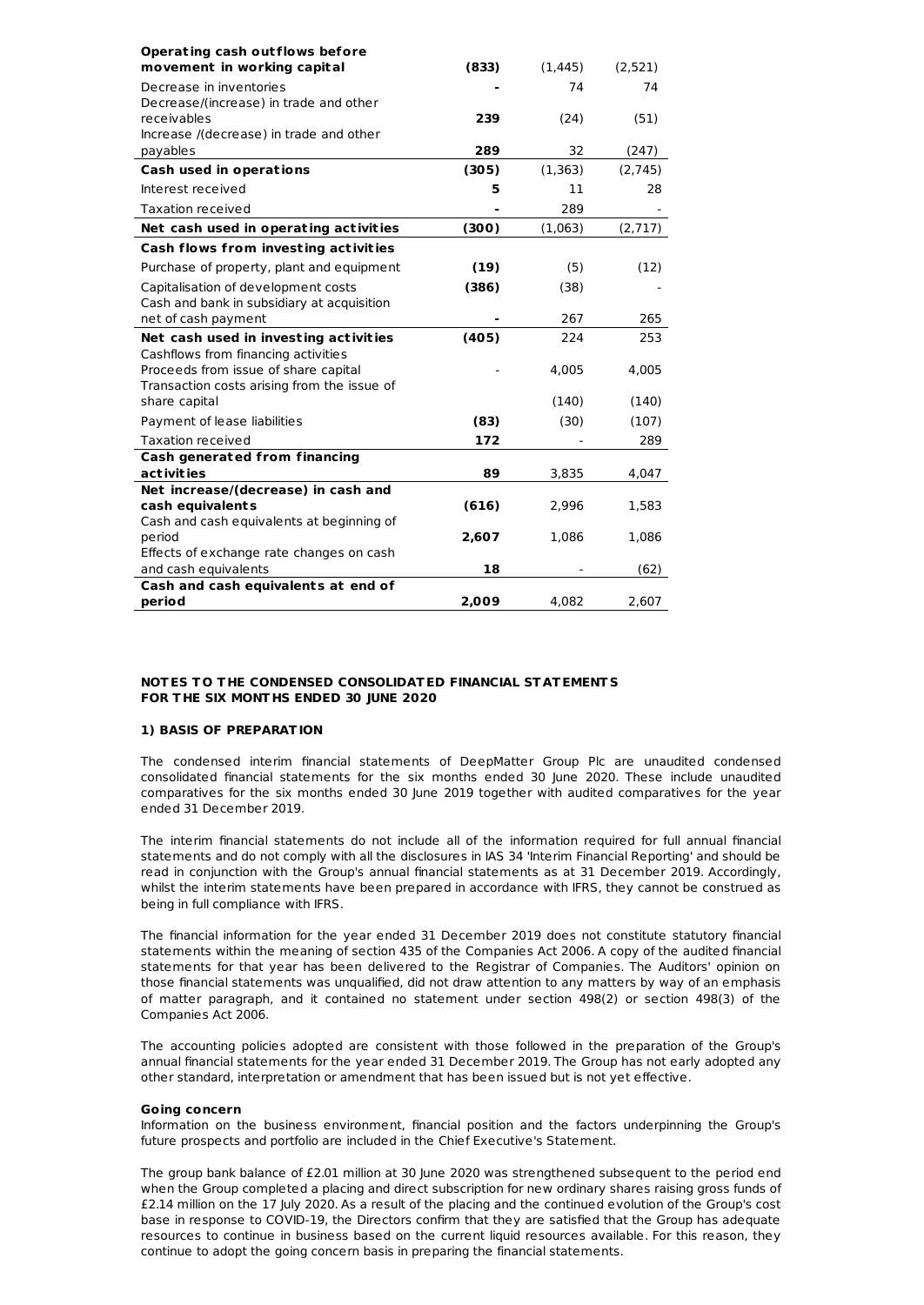| | | | |
|---|---|---|---|
| **Operating cash outflows before movement in working capital** | **(833)** | (1,445) | (2,521) |
| Decrease in inventories | **-** | 74 | 74 |
| Decrease/(increase) in trade and other receivables | **239** | (24) | (51) |
| Increase /(decrease) in trade and other payables | **289** | 32 | (247) |
| **Cash used in operations** | **(305)** | (1,363) | (2,745) |
| Interest received | **5** | 11 | 28 |
| Taxation received | **-** | 289 | - |
| **Net cash used in operating activities** | **(300)** | (1,063) | (2,717) |
| **Cash flows from investing activities** | | | |
| Purchase of property, plant and equipment | **(19)** | (5) | (12) |
| Capitalisation of development costs | **(386)** | (38) | - |
| Cash and bank in subsidiary at acquisition net of cash payment | **-** | 267 | 265 |
| **Net cash used in investing activities** | **(405)** | 224 | 253 |
| Cashflows from financing activities | | | |
| Proceeds from issue of share capital | - | 4,005 | 4,005 |
| Transaction costs arising from the issue of share capital | | (140) | (140) |
| Payment of lease liabilities | **(83)** | (30) | (107) |
| Taxation received | **172** | - | 289 |
| **Cash generated from financing activities** | **89** | 3,835 | 4,047 |
| **Net increase/(decrease) in cash and cash equivalents** | **(616)** | 2,996 | 1,583 |
| Cash and cash equivalents at beginning of period | **2,607** | 1,086 | 1,086 |
| Effects of exchange rate changes on cash and cash equivalents | **18** | - | (62) |
| **Cash and cash equivalents at end of period** | **2,009** | 4,082 | 2,607 |

**NOTES TO THE CONDENSED CONSOLIDATED FINANCIAL STATEMENTS FOR THE SIX MONTHS ENDED 30 JUNE 2020**

**1) BASIS OF PREPARATION**

The condensed interim financial statements of DeepMatter Group Plc are unaudited condensed consolidated financial statements for the six months ended 30 June 2020. These include unaudited comparatives for the six months ended 30 June 2019 together with audited comparatives for the year ended 31 December 2019.

The interim financial statements do not include all of the information required for full annual financial statements and do not comply with all the disclosures in IAS 34 'Interim Financial Reporting' and should be read in conjunction with the Group's annual financial statements as at 31 December 2019. Accordingly, whilst the interim statements have been prepared in accordance with IFRS, they cannot be construed as being in full compliance with IFRS.

The financial information for the year ended 31 December 2019 does not constitute statutory financial statements within the meaning of section 435 of the Companies Act 2006. A copy of the audited financial statements for that year has been delivered to the Registrar of Companies. The Auditors' opinion on those financial statements was unqualified, did not draw attention to any matters by way of an emphasis of matter paragraph, and it contained no statement under section 498(2) or section 498(3) of the Companies Act 2006.

The accounting policies adopted are consistent with those followed in the preparation of the Group's annual financial statements for the year ended 31 December 2019. The Group has not early adopted any other standard, interpretation or amendment that has been issued but is not yet effective.

**Going concern**

Information on the business environment, financial position and the factors underpinning the Group's future prospects and portfolio are included in the Chief Executive's Statement.

The group bank balance of £2.01 million at 30 June 2020 was strengthened subsequent to the period end when the Group completed a placing and direct subscription for new ordinary shares raising gross funds of £2.14 million on the 17 July 2020. As a result of the placing and the continued evolution of the Group's cost base in response to COVID-19, the Directors confirm that they are satisfied that the Group has adequate resources to continue in business based on the current liquid resources available. For this reason, they continue to adopt the going concern basis in preparing the financial statements.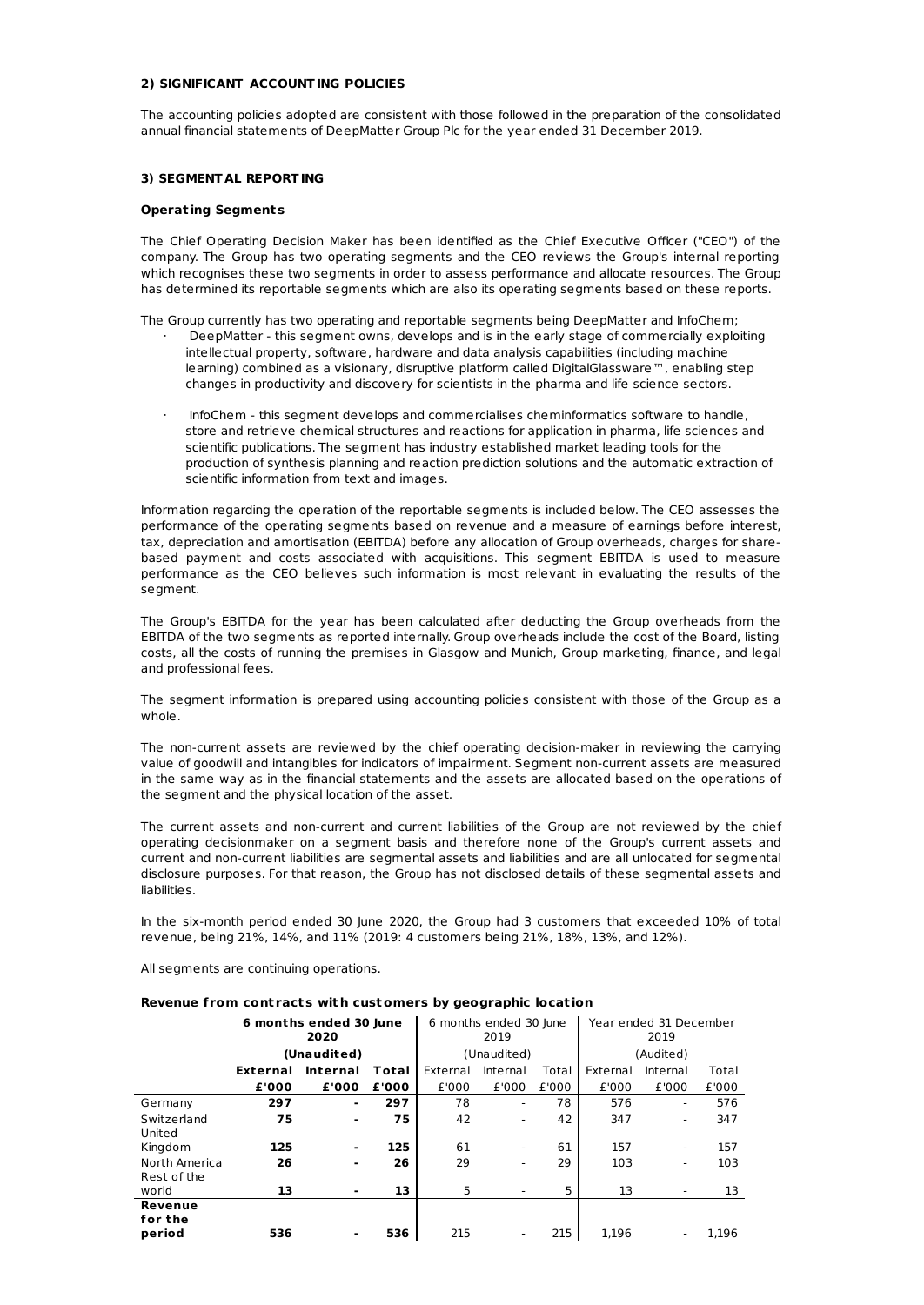## 2) SIGNIFICANT ACCOUNTING POLICIES

The accounting policies adopted are consistent with those followed in the preparation of the consolidated annual financial statements of DeepMatter Group Plc for the year ended 31 December 2019.

## 3) SEGMENTAL REPORTING

### Operating Segments

The Chief Operating Decision Maker has been identified as the Chief Executive Officer ("CEO") of the company. The Group has two operating segments and the CEO reviews the Group's internal reporting which recognises these two segments in order to assess performance and allocate resources. The Group has determined its reportable segments which are also its operating segments based on these reports.

The Group currently has two operating and reportable segments being DeepMatter and InfoChem;

- DeepMatter - this segment owns, develops and is in the early stage of commercially exploiting intellectual property, software, hardware and data analysis capabilities (including machine learning) combined as a visionary, disruptive platform called DigitalGlassware™, enabling step changes in productivity and discovery for scientists in the pharma and life science sectors.

- InfoChem - this segment develops and commercialises cheminformatics software to handle, store and retrieve chemical structures and reactions for application in pharma, life sciences and scientific publications. The segment has industry established market leading tools for the production of synthesis planning and reaction prediction solutions and the automatic extraction of scientific information from text and images.

Information regarding the operation of the reportable segments is included below. The CEO assesses the performance of the operating segments based on revenue and a measure of earnings before interest, tax, depreciation and amortisation (EBITDA) before any allocation of Group overheads, charges for share-based payment and costs associated with acquisitions. This segment EBITDA is used to measure performance as the CEO believes such information is most relevant in evaluating the results of the segment.

The Group's EBITDA for the year has been calculated after deducting the Group overheads from the EBITDA of the two segments as reported internally. Group overheads include the cost of the Board, listing costs, all the costs of running the premises in Glasgow and Munich, Group marketing, finance, and legal and professional fees.

The segment information is prepared using accounting policies consistent with those of the Group as a whole.

The non-current assets are reviewed by the chief operating decision-maker in reviewing the carrying value of goodwill and intangibles for indicators of impairment. Segment non-current assets are measured in the same way as in the financial statements and the assets are allocated based on the operations of the segment and the physical location of the asset.

The current assets and non-current and current liabilities of the Group are not reviewed by the chief operating decisionmaker on a segment basis and therefore none of the Group's current assets and current and non-current liabilities are segmental assets and liabilities and are all unlocated for segmental disclosure purposes. For that reason, the Group has not disclosed details of these segmental assets and liabilities.

In the six-month period ended 30 June 2020, the Group had 3 customers that exceeded 10% of total revenue, being 21%, 14%, and 11% (2019: 4 customers being 21%, 18%, 13%, and 12%).

All segments are continuing operations.

### Revenue from contracts with customers by geographic location

| | **6 months ended 30 June 2020** | | | 6 months ended 30 June 2019 | | | Year ended 31 December 2019 | | |
|---|---|---|---|---|---|---|---|---|---|
| | **(Unaudited)** | | | (Unaudited) | | | (Audited) | | |
| | **External** | **Internal** | **Total** | External | Internal | Total | External | Internal | Total |
| | **£'000** | **£'000** | **£'000** | £'000 | £'000 | £'000 | £'000 | £'000 | £'000 |
| Germany | **297** | **-** | **297** | 78 | - | 78 | 576 | - | 576 |
| Switzerland | **75** | **-** | **75** | 42 | - | 42 | 347 | - | 347 |
| United Kingdom | **125** | **-** | **125** | 61 | - | 61 | 157 | - | 157 |
| North America | **26** | **-** | **26** | 29 | - | 29 | 103 | - | 103 |
| Rest of the world | **13** | **-** | **13** | 5 | - | 5 | 13 | - | 13 |
| **Revenue for the period** | **536** | **-** | **536** | 215 | - | 215 | 1,196 | - | 1,196 |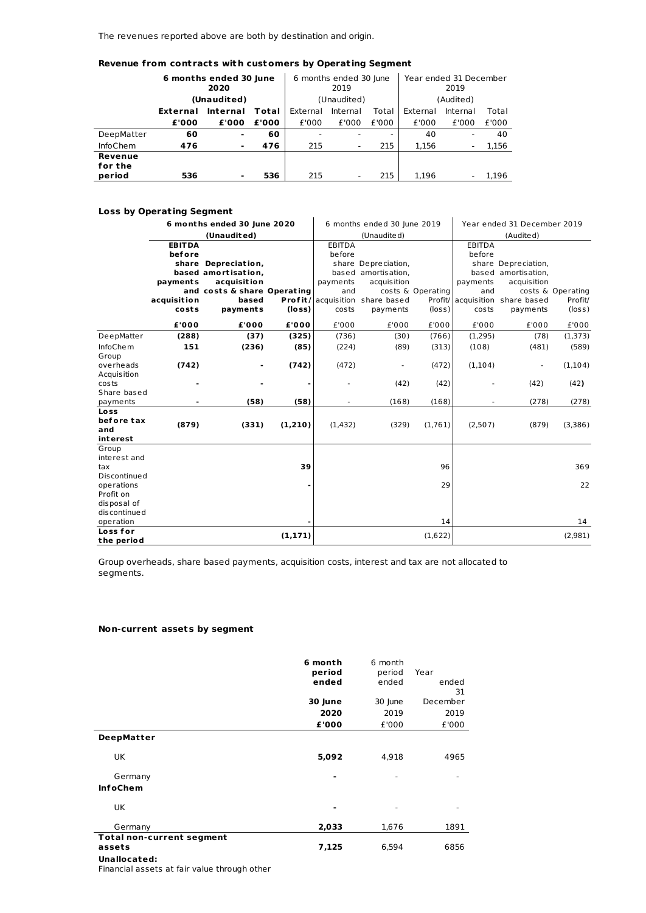The revenues reported above are both by destination and origin.

**Revenue from contracts with customers by Operating Segment**

| | 6 months ended 30 June 2020 | | | 6 months ended 30 June 2019 | | | Year ended 31 December 2019 | | |
|---|---|---|---|---|---|---|---|---|---|
| | (Unaudited) | | | (Unaudited) | | | (Audited) | | |
| | External | Internal | Total | External | Internal | Total | External | Internal | Total |
| | £'000 | £'000 | £'000 | £'000 | £'000 | £'000 | £'000 | £'000 | £'000 |
| DeepMatter | 60 | - | 60 | - | - | - | 40 | - | 40 |
| InfoChem | 476 | - | 476 | 215 | - | 215 | 1,156 | - | 1,156 |
| **Revenue for the period** | 536 | - | 536 | 215 | - | 215 | 1,196 | - | 1,196 |

**Loss by Operating Segment**

| | 6 months ended 30 June 2020 | | | 6 months ended 30 June 2019 | | | Year ended 31 December 2019 | | |
|---|---|---|---|---|---|---|---|---|---|
| | (Unaudited) | | | (Unaudited) | | | (Audited) | | |
| | EBITDA before share based payments and acquisition costs | Depreciation, amortisation, acquisition costs & share based payments | Operating Profit/ (loss) | EBITDA before share based payments and acquisition costs | Depreciation, amortisation, acquisition costs & share based payments | Operating Profit/ (loss) | EBITDA before share based payments and acquisition costs | Depreciation, amortisation, acquisition costs & share based payments | Operating Profit/ (loss) |
| | £'000 | £'000 | £'000 | £'000 | £'000 | £'000 | £'000 | £'000 | £'000 |
| DeepMatter | (288) | (37) | (325) | (736) | (30) | (766) | (1,295) | (78) | (1,373) |
| InfoChem | 151 | (236) | (85) | (224) | (89) | (313) | (108) | (481) | (589) |
| Group overheads | (742) | - | (742) | (472) | - | (472) | (1,104) | - | (1,104) |
| Acquisition costs | - | - | - | - | (42) | (42) | - | (42) | (42) |
| Share based payments | - | (58) | (58) | - | (168) | (168) | - | (278) | (278) |
| **Loss before tax and interest** | (879) | (331) | (1,210) | (1,432) | (329) | (1,761) | (2,507) | (879) | (3,386) |
| Group interest and tax | | | 39 | | | 96 | | | 369 |
| Discontinued operations | | | - | | | 29 | | | 22 |
| Profit on disposal of discontinued operation | | | - | | | 14 | | | 14 |
| **Loss for the period** | | | (1,171) | | | (1,622) | | | (2,981) |

Group overheads, share based payments, acquisition costs, interest and tax are not allocated to segments.

**Non-current assets by segment**

| | 6 month period ended 30 June 2020 | 6 month period ended 30 June 2019 | Year ended 31 December 2019 |
|---|---|---|---|
| | £'000 | £'000 | £'000 |
| **DeepMatter** | | | |
| UK | 5,092 | 4,918 | 4965 |
| Germany | - | - | - |
| **InfoChem** | | | |
| UK | - | - | - |
| Germany | 2,033 | 1,676 | 1891 |
| **Total non-current segment assets** | 7,125 | 6,594 | 6856 |
| **Unallocated:** | | | |
| Financial assets at fair value through other | | | |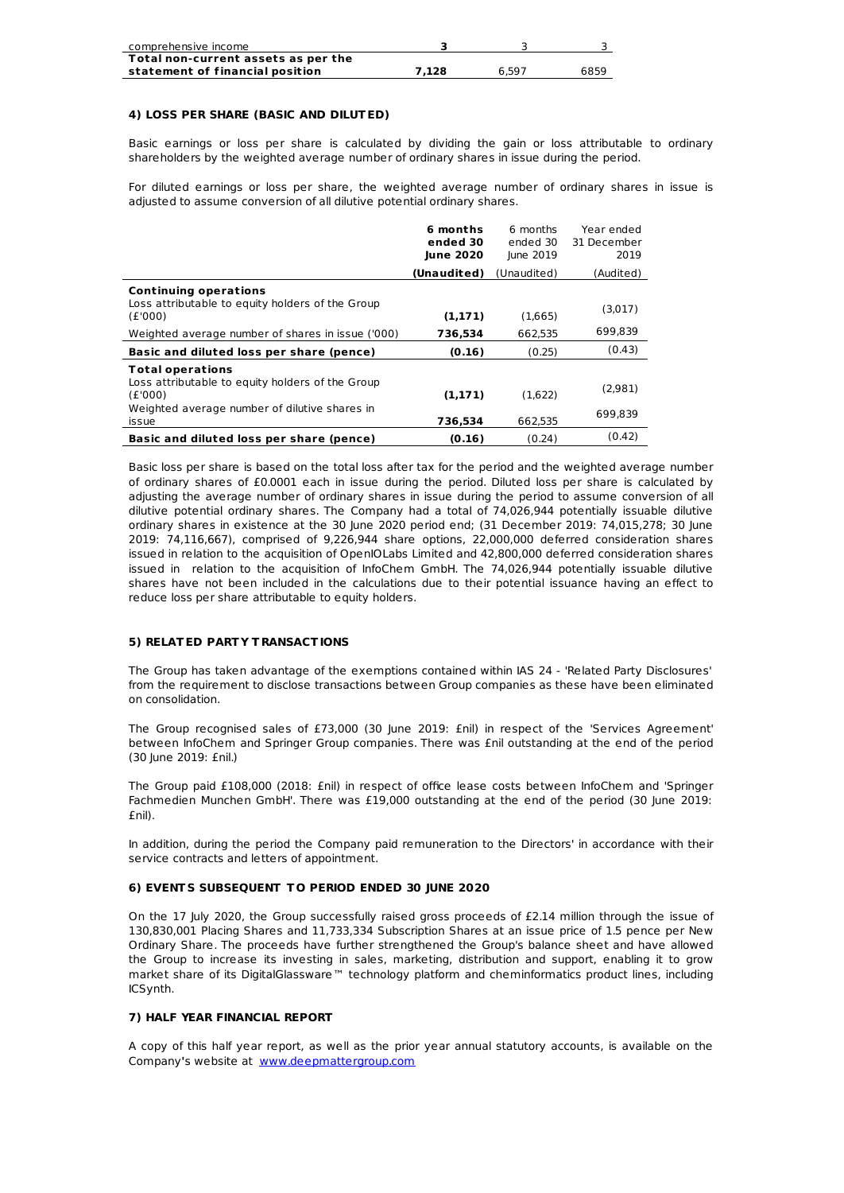| | | | |
|---|---|---|---|
| comprehensive income | **3** | 3 | 3 |
| **Total non-current assets as per the statement of financial position** | **7,128** | 6,597 | 6859 |

**4) LOSS PER SHARE (BASIC AND DILUTED)**

Basic earnings or loss per share is calculated by dividing the gain or loss attributable to ordinary shareholders by the weighted average number of ordinary shares in issue during the period.

For diluted earnings or loss per share, the weighted average number of ordinary shares in issue is adjusted to assume conversion of all dilutive potential ordinary shares.

| | **6 months ended 30 June 2020** | 6 months ended 30 June 2019 | Year ended 31 December 2019 |
|---|---|---|---|
| | **(Unaudited)** | (Unaudited) | (Audited) |
| **Continuing operations** | | | |
| Loss attributable to equity holders of the Group (£'000) | **(1,171)** | (1,665) | (3,017) |
| Weighted average number of shares in issue ('000) | **736,534** | 662,535 | 699,839 |
| **Basic and diluted loss per share (pence)** | **(0.16)** | (0.25) | (0.43) |
| **Total operations** | | | |
| Loss attributable to equity holders of the Group (£'000) | **(1,171)** | (1,622) | (2,981) |
| Weighted average number of dilutive shares in issue | **736,534** | 662,535 | 699,839 |
| **Basic and diluted loss per share (pence)** | **(0.16)** | (0.24) | (0.42) |

Basic loss per share is based on the total loss after tax for the period and the weighted average number of ordinary shares of £0.0001 each in issue during the period. Diluted loss per share is calculated by adjusting the average number of ordinary shares in issue during the period to assume conversion of all dilutive potential ordinary shares. The Company had a total of 74,026,944 potentially issuable dilutive ordinary shares in existence at the 30 June 2020 period end; (31 December 2019: 74,015,278; 30 June 2019: 74,116,667), comprised of 9,226,944 share options, 22,000,000 deferred consideration shares issued in relation to the acquisition of OpenIOLabs Limited and 42,800,000 deferred consideration shares issued in relation to the acquisition of InfoChem GmbH. The 74,026,944 potentially issuable dilutive shares have not been included in the calculations due to their potential issuance having an effect to reduce loss per share attributable to equity holders.

**5) RELATED PARTY TRANSACTIONS**

The Group has taken advantage of the exemptions contained within IAS 24 - 'Related Party Disclosures' from the requirement to disclose transactions between Group companies as these have been eliminated on consolidation.

The Group recognised sales of £73,000 (30 June 2019: £nil) in respect of the 'Services Agreement' between InfoChem and Springer Group companies. There was £nil outstanding at the end of the period (30 June 2019: £nil.)

The Group paid £108,000 (2018: £nil) in respect of office lease costs between InfoChem and 'Springer Fachmedien Munchen GmbH'. There was £19,000 outstanding at the end of the period (30 June 2019: £nil).

In addition, during the period the Company paid remuneration to the Directors' in accordance with their service contracts and letters of appointment.

**6) EVENTS SUBSEQUENT TO PERIOD ENDED 30 JUNE 2020**

On the 17 July 2020, the Group successfully raised gross proceeds of £2.14 million through the issue of 130,830,001 Placing Shares and 11,733,334 Subscription Shares at an issue price of 1.5 pence per New Ordinary Share. The proceeds have further strengthened the Group's balance sheet and have allowed the Group to increase its investing in sales, marketing, distribution and support, enabling it to grow market share of its DigitalGlassware™ technology platform and cheminformatics product lines, including ICSynth.

**7) HALF YEAR FINANCIAL REPORT**

A copy of this half year report, as well as the prior year annual statutory accounts, is available on the Company's website at www.deepmattergroup.com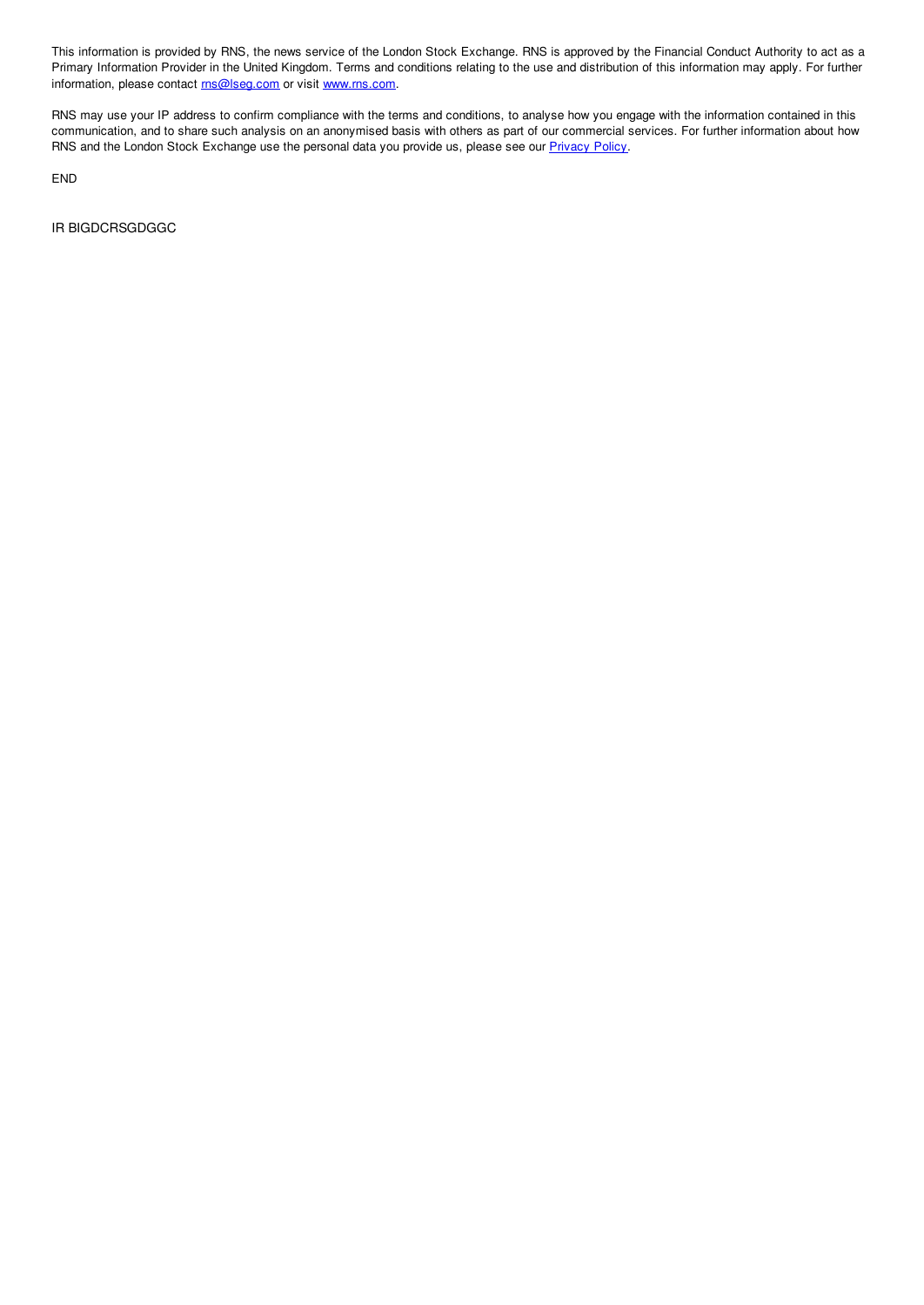This information is provided by RNS, the news service of the London Stock Exchange. RNS is approved by the Financial Conduct Authority to act as a Primary Information Provider in the United Kingdom. Terms and conditions relating to the use and distribution of this information may apply. For further information, please contact [rns@lseg.com](mailto:rns@lseg.com) or visit [www.rns.com](http://www.rns.com).

RNS may use your IP address to confirm compliance with the terms and conditions, to analyse how you engage with the information contained in this communication, and to share such analysis on an anonymised basis with others as part of our commercial services. For further information about how RNS and the London Stock Exchange use the personal data you provide us, please see our Privacy Policy.

END

IR BIGDCRSGDGGC